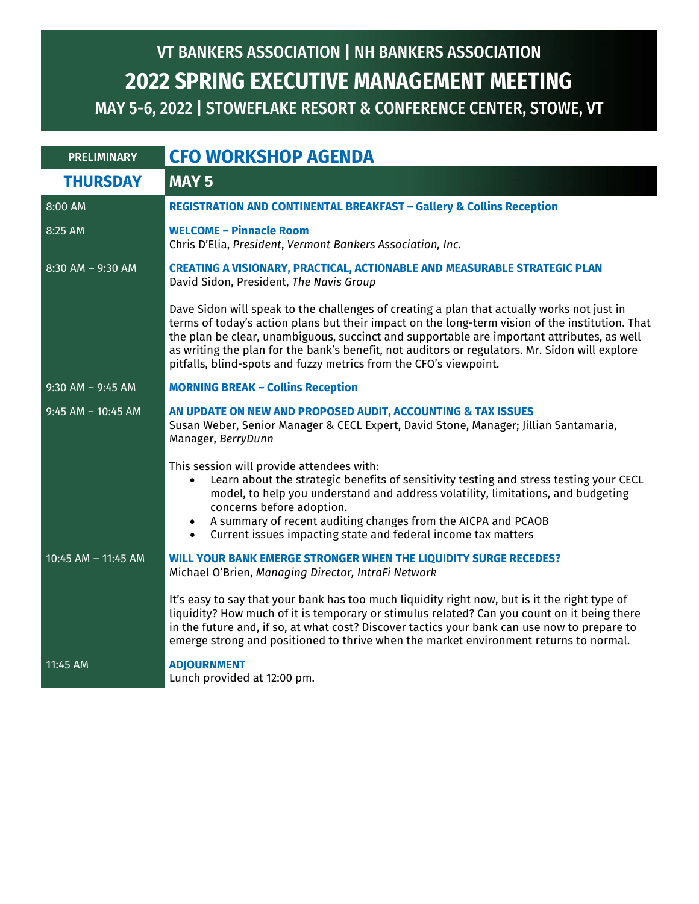# VT BANKERS ASSOCIATION | NH BANKERS ASSOCIATION

# 2022 SPRING EXECUTIVE MANAGEMENT MEETING

## MAY 5-6, 2022 | STOWEFLAKE RESORT & CONFERENCE CENTER, STOWE, VT

**PRELIMINARY**

## CFO WORKSHOP AGENDA

### THURSDAY — MAY 5

**8:00 AM**

**REGISTRATION AND CONTINENTAL BREAKFAST – Gallery & Collins Reception**

**8:25 AM**

**WELCOME – Pinnacle Room**
Chris D'Elia, *President*, *Vermont Bankers Association, Inc.*

**8:30 AM – 9:30 AM**

**CREATING A VISIONARY, PRACTICAL, ACTIONABLE AND MEASURABLE STRATEGIC PLAN**
David Sidon, President, *The Navis Group*

Dave Sidon will speak to the challenges of creating a plan that actually works not just in terms of today's action plans but their impact on the long-term vision of the institution. That the plan be clear, unambiguous, succinct and supportable are important attributes, as well as writing the plan for the bank's benefit, not auditors or regulators. Mr. Sidon will explore pitfalls, blind-spots and fuzzy metrics from the CFO's viewpoint.

**9:30 AM – 9:45 AM**

**MORNING BREAK – Collins Reception**

**9:45 AM – 10:45 AM**

**AN UPDATE ON NEW AND PROPOSED AUDIT, ACCOUNTING & TAX ISSUES**
Susan Weber, Senior Manager & CECL Expert, David Stone, Manager; Jillian Santamaria, Manager, *BerryDunn*

This session will provide attendees with:

- Learn about the strategic benefits of sensitivity testing and stress testing your CECL model, to help you understand and address volatility, limitations, and budgeting concerns before adoption.
- A summary of recent auditing changes from the AICPA and PCAOB
- Current issues impacting state and federal income tax matters

**10:45 AM – 11:45 AM**

**WILL YOUR BANK EMERGE STRONGER WHEN THE LIQUIDITY SURGE RECEDES?**
Michael O'Brien, *Managing Director, IntraFi Network*

It's easy to say that your bank has too much liquidity right now, but is it the right type of liquidity? How much of it is temporary or stimulus related? Can you count on it being there in the future and, if so, at what cost? Discover tactics your bank can use now to prepare to emerge strong and positioned to thrive when the market environment returns to normal.

**11:45 AM**

**ADJOURNMENT**
Lunch provided at 12:00 pm.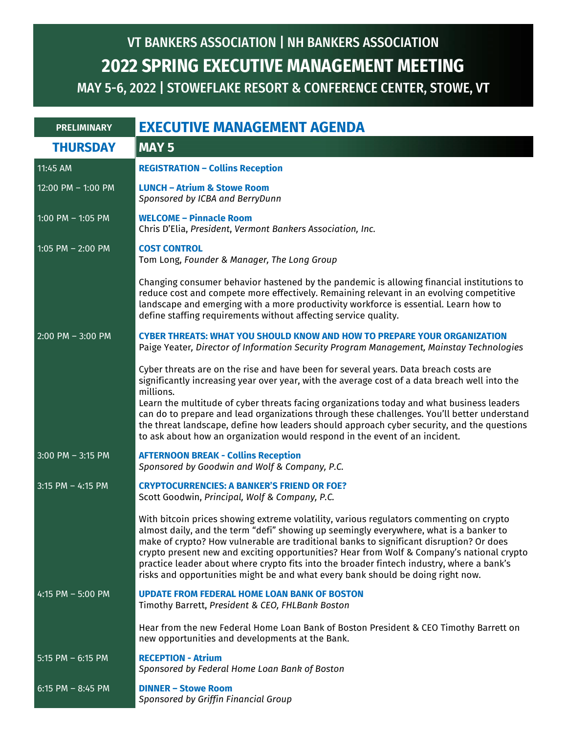# VT BANKERS ASSOCIATION | NH BANKERS ASSOCIATION

# 2022 SPRING EXECUTIVE MANAGEMENT MEETING

## MAY 5-6, 2022 | STOWEFLAKE RESORT & CONFERENCE CENTER, STOWE, VT

**PRELIMINARY**

## EXECUTIVE MANAGEMENT AGENDA

### THURSDAY — MAY 5

**11:45 AM**
**REGISTRATION – Collins Reception**

**12:00 PM – 1:00 PM**
**LUNCH – Atrium & Stowe Room**
*Sponsored by ICBA and BerryDunn*

**1:00 PM – 1:05 PM**
**WELCOME – Pinnacle Room**
Chris D'Elia, *President, Vermont Bankers Association, Inc.*

**1:05 PM – 2:00 PM**
**COST CONTROL**
Tom Long, *Founder & Manager, The Long Group*

Changing consumer behavior hastened by the pandemic is allowing financial institutions to reduce cost and compete more effectively. Remaining relevant in an evolving competitive landscape and emerging with a more productivity workforce is essential. Learn how to define staffing requirements without affecting service quality.

**2:00 PM – 3:00 PM**
**CYBER THREATS: WHAT YOU SHOULD KNOW AND HOW TO PREPARE YOUR ORGANIZATION**
Paige Yeater, *Director of Information Security Program Management, Mainstay Technologies*

Cyber threats are on the rise and have been for several years. Data breach costs are significantly increasing year over year, with the average cost of a data breach well into the millions.
Learn the multitude of cyber threats facing organizations today and what business leaders can do to prepare and lead organizations through these challenges. You'll better understand the threat landscape, define how leaders should approach cyber security, and the questions to ask about how an organization would respond in the event of an incident.

**3:00 PM – 3:15 PM**
**AFTERNOON BREAK - Collins Reception**
*Sponsored by Goodwin and Wolf & Company, P.C.*

**3:15 PM – 4:15 PM**
**CRYPTOCURRENCIES: A BANKER'S FRIEND OR FOE?**
Scott Goodwin, *Principal, Wolf & Company, P.C.*

With bitcoin prices showing extreme volatility, various regulators commenting on crypto almost daily, and the term "defi" showing up seemingly everywhere, what is a banker to make of crypto? How vulnerable are traditional banks to significant disruption? Or does crypto present new and exciting opportunities? Hear from Wolf & Company's national crypto practice leader about where crypto fits into the broader fintech industry, where a bank's risks and opportunities might be and what every bank should be doing right now.

**4:15 PM – 5:00 PM**
**UPDATE FROM FEDERAL HOME LOAN BANK OF BOSTON**
Timothy Barrett, *President & CEO, FHLBank Boston*

Hear from the new Federal Home Loan Bank of Boston President & CEO Timothy Barrett on new opportunities and developments at the Bank.

**5:15 PM – 6:15 PM**
**RECEPTION - Atrium**
*Sponsored by Federal Home Loan Bank of Boston*

**6:15 PM – 8:45 PM**
**DINNER – Stowe Room**
*Sponsored by Griffin Financial Group*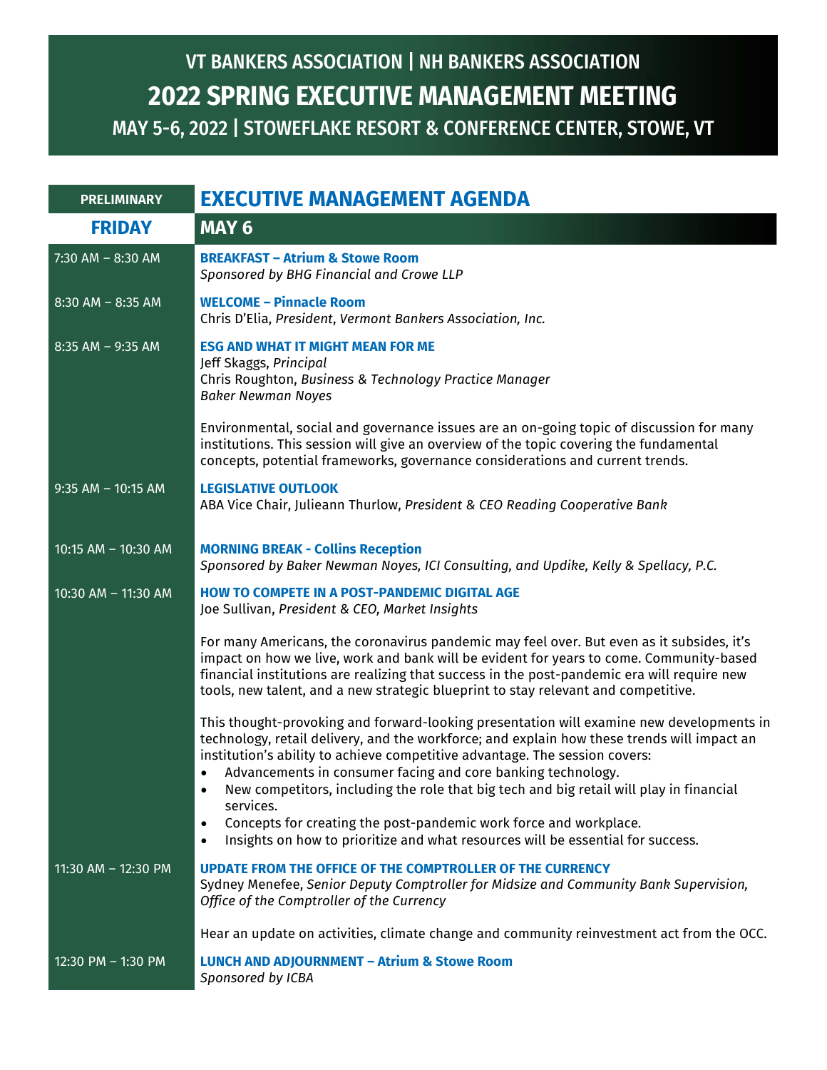# VT BANKERS ASSOCIATION | NH BANKERS ASSOCIATION

# 2022 SPRING EXECUTIVE MANAGEMENT MEETING

## MAY 5-6, 2022 | STOWEFLAKE RESORT & CONFERENCE CENTER, STOWE, VT

**PRELIMINARY**

## EXECUTIVE MANAGEMENT AGENDA

### FRIDAY — MAY 6

| | |
|---|---|
| 7:30 AM – 8:30 AM | **BREAKFAST – Atrium & Stowe Room**<br>*Sponsored by BHG Financial and Crowe LLP* |
| 8:30 AM – 8:35 AM | **WELCOME – Pinnacle Room**<br>Chris D'Elia, *President, Vermont Bankers Association, Inc.* |
| 8:35 AM – 9:35 AM | **ESG AND WHAT IT MIGHT MEAN FOR ME**<br>Jeff Skaggs, *Principal*<br>Chris Roughton, *Business & Technology Practice Manager*<br>*Baker Newman Noyes*<br><br>Environmental, social and governance issues are an on-going topic of discussion for many institutions. This session will give an overview of the topic covering the fundamental concepts, potential frameworks, governance considerations and current trends. |
| 9:35 AM – 10:15 AM | **LEGISLATIVE OUTLOOK**<br>ABA Vice Chair, Julieann Thurlow, *President & CEO Reading Cooperative Bank* |
| 10:15 AM – 10:30 AM | **MORNING BREAK - Collins Reception**<br>*Sponsored by Baker Newman Noyes, ICI Consulting, and Updike, Kelly & Spellacy, P.C.* |
| 10:30 AM – 11:30 AM | **HOW TO COMPETE IN A POST-PANDEMIC DIGITAL AGE**<br>Joe Sullivan, *President & CEO, Market Insights*<br><br>For many Americans, the coronavirus pandemic may feel over. But even as it subsides, it's impact on how we live, work and bank will be evident for years to come. Community-based financial institutions are realizing that success in the post-pandemic era will require new tools, new talent, and a new strategic blueprint to stay relevant and competitive.<br><br>This thought-provoking and forward-looking presentation will examine new developments in technology, retail delivery, and the workforce; and explain how these trends will impact an institution's ability to achieve competitive advantage. The session covers:<br>• Advancements in consumer facing and core banking technology.<br>• New competitors, including the role that big tech and big retail will play in financial services.<br>• Concepts for creating the post-pandemic work force and workplace.<br>• Insights on how to prioritize and what resources will be essential for success. |
| 11:30 AM – 12:30 PM | **UPDATE FROM THE OFFICE OF THE COMPTROLLER OF THE CURRENCY**<br>Sydney Menefee, *Senior Deputy Comptroller for Midsize and Community Bank Supervision, Office of the Comptroller of the Currency*<br><br>Hear an update on activities, climate change and community reinvestment act from the OCC. |
| 12:30 PM – 1:30 PM | **LUNCH AND ADJOURNMENT – Atrium & Stowe Room**<br>*Sponsored by ICBA* |